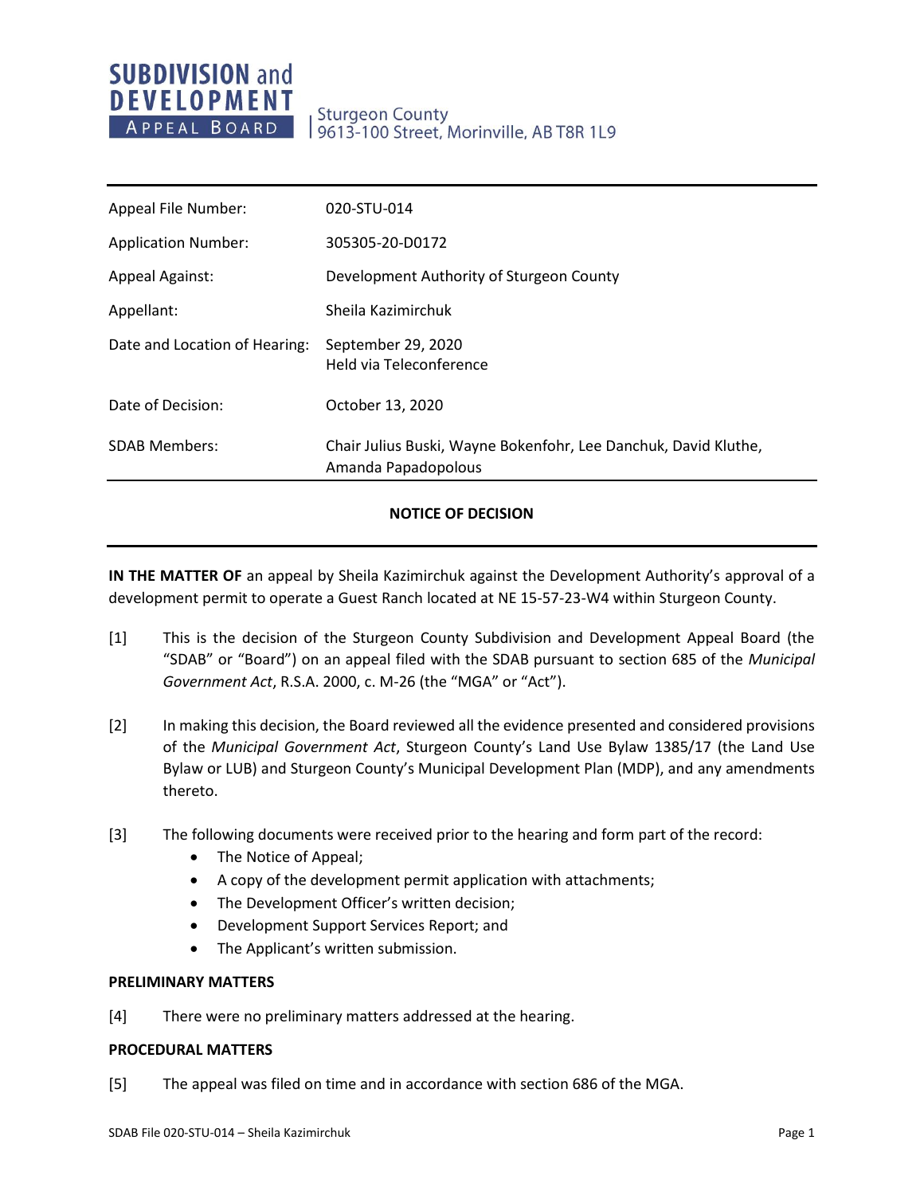**SUBDIVISION and DEVELOPMENT APPEAL BOARD**

Sturgeon County
9613-100 Street, Morinville, AB T8R 1L9

| | |
|---|---|
| Appeal File Number: | 020-STU-014 |
| Application Number: | 305305-20-D0172 |
| Appeal Against: | Development Authority of Sturgeon County |
| Appellant: | Sheila Kazimirchuk |
| Date and Location of Hearing: | September 29, 2020<br>Held via Teleconference |
| Date of Decision: | October 13, 2020 |
| SDAB Members: | Chair Julius Buski, Wayne Bokenfohr, Lee Danchuk, David Kluthe, Amanda Papadopolous |

**NOTICE OF DECISION**

**IN THE MATTER OF** an appeal by Sheila Kazimirchuk against the Development Authority's approval of a development permit to operate a Guest Ranch located at NE 15-57-23-W4 within Sturgeon County.

[1] This is the decision of the Sturgeon County Subdivision and Development Appeal Board (the "SDAB" or "Board") on an appeal filed with the SDAB pursuant to section 685 of the *Municipal Government Act*, R.S.A. 2000, c. M-26 (the "MGA" or "Act").

[2] In making this decision, the Board reviewed all the evidence presented and considered provisions of the *Municipal Government Act*, Sturgeon County's Land Use Bylaw 1385/17 (the Land Use Bylaw or LUB) and Sturgeon County's Municipal Development Plan (MDP), and any amendments thereto.

[3] The following documents were received prior to the hearing and form part of the record:

- The Notice of Appeal;
- A copy of the development permit application with attachments;
- The Development Officer's written decision;
- Development Support Services Report; and
- The Applicant's written submission.

**PRELIMINARY MATTERS**

[4] There were no preliminary matters addressed at the hearing.

**PROCEDURAL MATTERS**

[5] The appeal was filed on time and in accordance with section 686 of the MGA.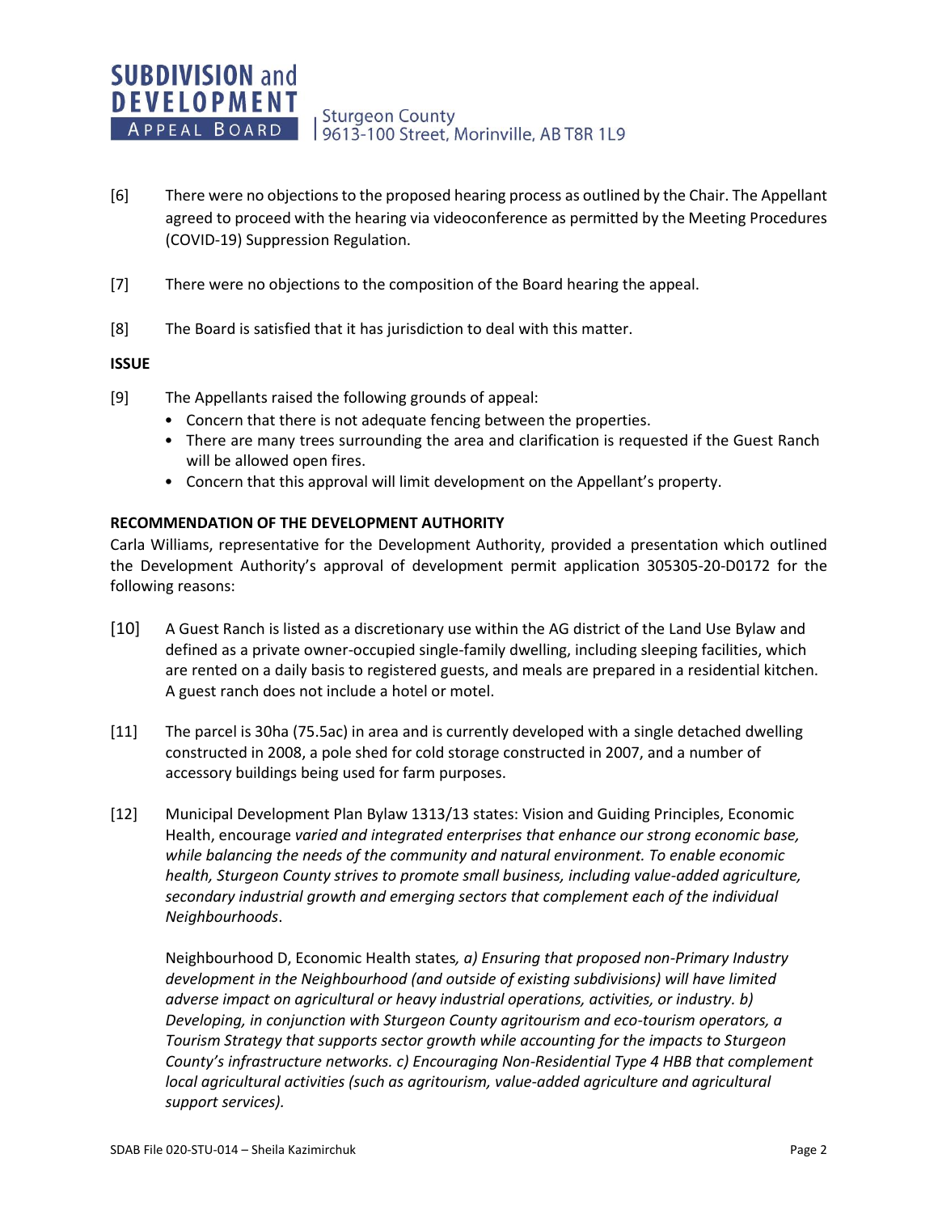[6] There were no objections to the proposed hearing process as outlined by the Chair. The Appellant agreed to proceed with the hearing via videoconference as permitted by the Meeting Procedures (COVID-19) Suppression Regulation.

[7] There were no objections to the composition of the Board hearing the appeal.

[8] The Board is satisfied that it has jurisdiction to deal with this matter.

**ISSUE**

[9] The Appellants raised the following grounds of appeal:

- Concern that there is not adequate fencing between the properties.
- There are many trees surrounding the area and clarification is requested if the Guest Ranch will be allowed open fires.
- Concern that this approval will limit development on the Appellant's property.

**RECOMMENDATION OF THE DEVELOPMENT AUTHORITY**

Carla Williams, representative for the Development Authority, provided a presentation which outlined the Development Authority's approval of development permit application 305305-20-D0172 for the following reasons:

[10] A Guest Ranch is listed as a discretionary use within the AG district of the Land Use Bylaw and defined as a private owner-occupied single-family dwelling, including sleeping facilities, which are rented on a daily basis to registered guests, and meals are prepared in a residential kitchen. A guest ranch does not include a hotel or motel.

[11] The parcel is 30ha (75.5ac) in area and is currently developed with a single detached dwelling constructed in 2008, a pole shed for cold storage constructed in 2007, and a number of accessory buildings being used for farm purposes.

[12] Municipal Development Plan Bylaw 1313/13 states: Vision and Guiding Principles, Economic Health, encourage *varied and integrated enterprises that enhance our strong economic base, while balancing the needs of the community and natural environment. To enable economic health, Sturgeon County strives to promote small business, including value-added agriculture, secondary industrial growth and emerging sectors that complement each of the individual Neighbourhoods*.

Neighbourhood D, Economic Health states*, a) Ensuring that proposed non-Primary Industry development in the Neighbourhood (and outside of existing subdivisions) will have limited adverse impact on agricultural or heavy industrial operations, activities, or industry. b) Developing, in conjunction with Sturgeon County agritourism and eco-tourism operators, a Tourism Strategy that supports sector growth while accounting for the impacts to Sturgeon County's infrastructure networks. c) Encouraging Non-Residential Type 4 HBB that complement local agricultural activities (such as agritourism, value-added agriculture and agricultural support services).*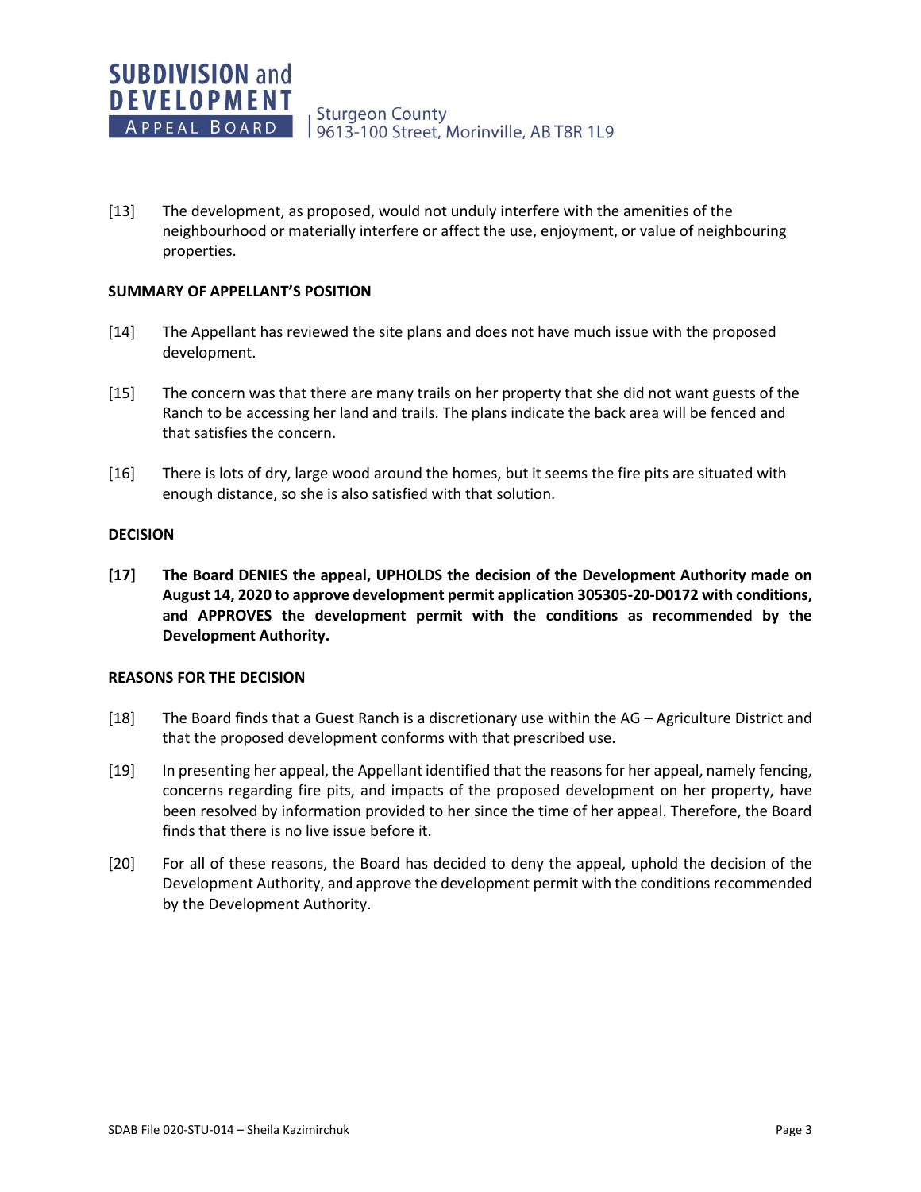[13] The development, as proposed, would not unduly interfere with the amenities of the neighbourhood or materially interfere or affect the use, enjoyment, or value of neighbouring properties.

## SUMMARY OF APPELLANT'S POSITION

[14] The Appellant has reviewed the site plans and does not have much issue with the proposed development.

[15] The concern was that there are many trails on her property that she did not want guests of the Ranch to be accessing her land and trails. The plans indicate the back area will be fenced and that satisfies the concern.

[16] There is lots of dry, large wood around the homes, but it seems the fire pits are situated with enough distance, so she is also satisfied with that solution.

## DECISION

**[17] The Board DENIES the appeal, UPHOLDS the decision of the Development Authority made on August 14, 2020 to approve development permit application 305305-20-D0172 with conditions, and APPROVES the development permit with the conditions as recommended by the Development Authority.**

## REASONS FOR THE DECISION

[18] The Board finds that a Guest Ranch is a discretionary use within the AG – Agriculture District and that the proposed development conforms with that prescribed use.

[19] In presenting her appeal, the Appellant identified that the reasons for her appeal, namely fencing, concerns regarding fire pits, and impacts of the proposed development on her property, have been resolved by information provided to her since the time of her appeal. Therefore, the Board finds that there is no live issue before it.

[20] For all of these reasons, the Board has decided to deny the appeal, uphold the decision of the Development Authority, and approve the development permit with the conditions recommended by the Development Authority.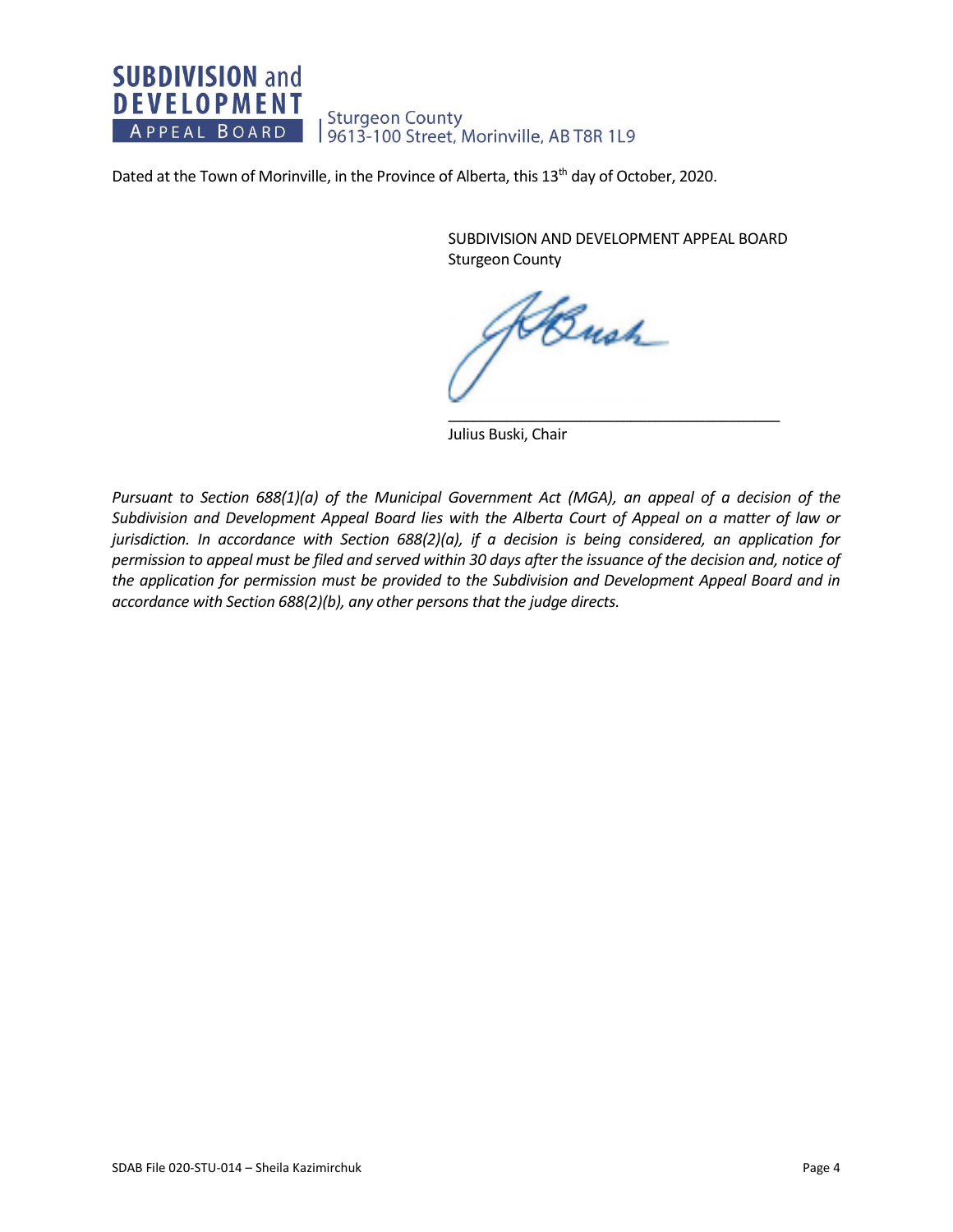Dated at the Town of Morinville, in the Province of Alberta, this 13th day of October, 2020.

SUBDIVISION AND DEVELOPMENT APPEAL BOARD
Sturgeon County

\_\_\_\_\_\_\_\_\_\_\_\_\_\_\_\_\_\_\_\_\_\_\_\_\_\_\_\_\_\_\_\_\_\_\_\_\_\_\_\_

Julius Buski, Chair

*Pursuant to Section 688(1)(a) of the Municipal Government Act (MGA), an appeal of a decision of the Subdivision and Development Appeal Board lies with the Alberta Court of Appeal on a matter of law or jurisdiction. In accordance with Section 688(2)(a), if a decision is being considered, an application for permission to appeal must be filed and served within 30 days after the issuance of the decision and, notice of the application for permission must be provided to the Subdivision and Development Appeal Board and in accordance with Section 688(2)(b), any other persons that the judge directs.*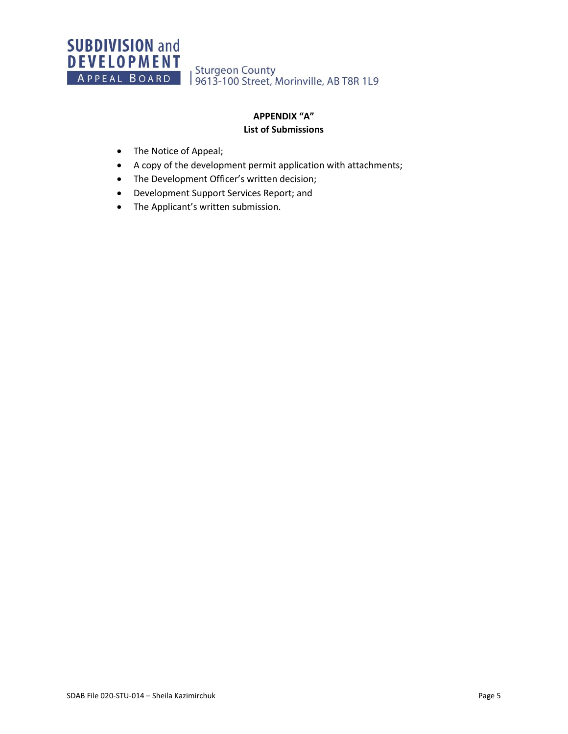# APPENDIX "A"

## List of Submissions

- The Notice of Appeal;
- A copy of the development permit application with attachments;
- The Development Officer's written decision;
- Development Support Services Report; and
- The Applicant's written submission.